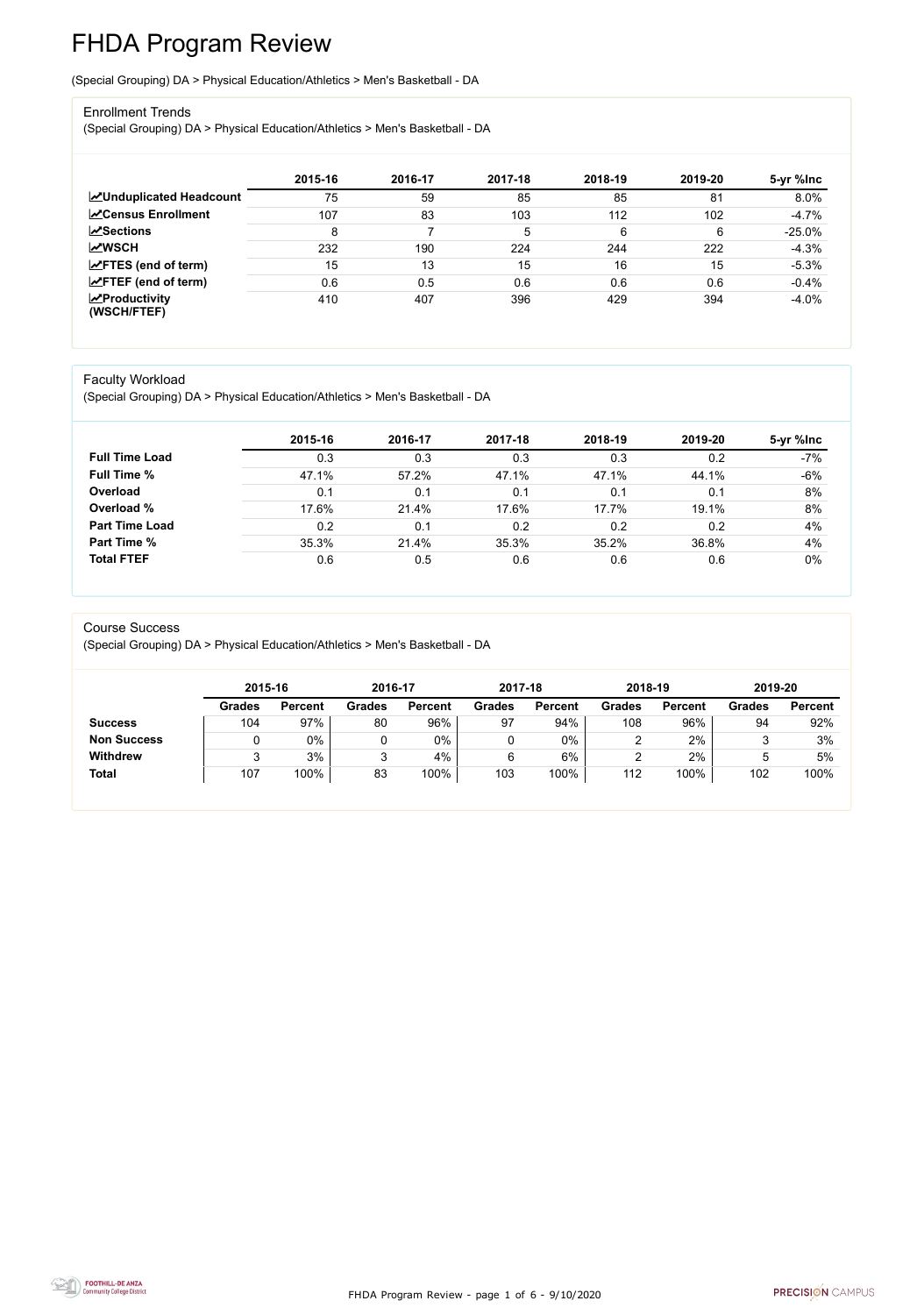# FHDA Program Review

(Special Grouping) DA > Physical Education/Athletics > Men's Basketball - DA

## Enrollment Trends

(Special Grouping) DA > Physical Education/Athletics > Men's Basketball - DA

| | 2015-16 | 2016-17 | 2017-18 | 2018-19 | 2019-20 | 5-yr %Inc |
|---|---|---|---|---|---|---|
| **Unduplicated Headcount** | 75 | 59 | 85 | 85 | 81 | 8.0% |
| **Census Enrollment** | 107 | 83 | 103 | 112 | 102 | -4.7% |
| **Sections** | 8 | 7 | 5 | 6 | 6 | -25.0% |
| **WSCH** | 232 | 190 | 224 | 244 | 222 | -4.3% |
| **FTES (end of term)** | 15 | 13 | 15 | 16 | 15 | -5.3% |
| **FTEF (end of term)** | 0.6 | 0.5 | 0.6 | 0.6 | 0.6 | -0.4% |
| **Productivity (WSCH/FTEF)** | 410 | 407 | 396 | 429 | 394 | -4.0% |

## Faculty Workload

(Special Grouping) DA > Physical Education/Athletics > Men's Basketball - DA

| | 2015-16 | 2016-17 | 2017-18 | 2018-19 | 2019-20 | 5-yr %Inc |
|---|---|---|---|---|---|---|
| **Full Time Load** | 0.3 | 0.3 | 0.3 | 0.3 | 0.2 | -7% |
| **Full Time %** | 47.1% | 57.2% | 47.1% | 47.1% | 44.1% | -6% |
| **Overload** | 0.1 | 0.1 | 0.1 | 0.1 | 0.1 | 8% |
| **Overload %** | 17.6% | 21.4% | 17.6% | 17.7% | 19.1% | 8% |
| **Part Time Load** | 0.2 | 0.1 | 0.2 | 0.2 | 0.2 | 4% |
| **Part Time %** | 35.3% | 21.4% | 35.3% | 35.2% | 36.8% | 4% |
| **Total FTEF** | 0.6 | 0.5 | 0.6 | 0.6 | 0.6 | 0% |

## Course Success

(Special Grouping) DA > Physical Education/Athletics > Men's Basketball - DA

| | 2015-16 | | 2016-17 | | 2017-18 | | 2018-19 | | 2019-20 | |
|---|---|---|---|---|---|---|---|---|---|---|
| | **Grades** | **Percent** | **Grades** | **Percent** | **Grades** | **Percent** | **Grades** | **Percent** | **Grades** | **Percent** |
| **Success** | 104 | 97% | 80 | 96% | 97 | 94% | 108 | 96% | 94 | 92% |
| **Non Success** | 0 | 0% | 0 | 0% | 0 | 0% | 2 | 2% | 3 | 3% |
| **Withdrew** | 3 | 3% | 3 | 4% | 6 | 6% | 2 | 2% | 5 | 5% |
| **Total** | 107 | 100% | 83 | 100% | 103 | 100% | 112 | 100% | 102 | 100% |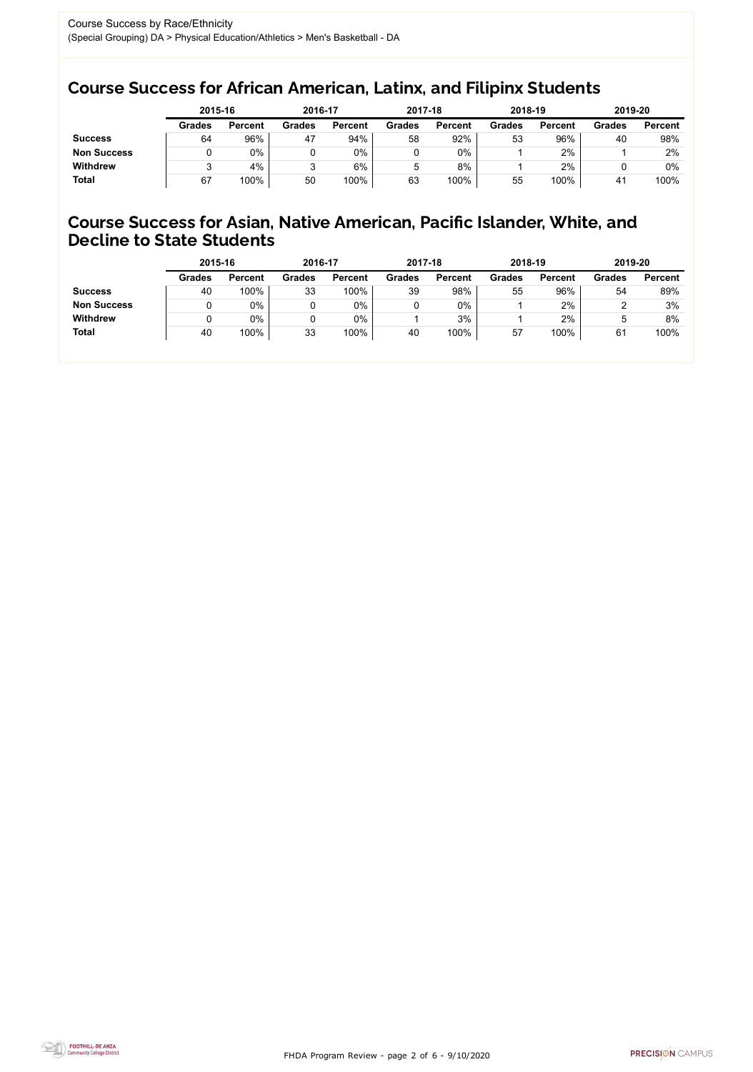Course Success by Race/Ethnicity
(Special Grouping) DA > Physical Education/Athletics > Men's Basketball - DA

## Course Success for African American, Latinx, and Filipinx Students

| | 2015-16 | | 2016-17 | | 2017-18 | | 2018-19 | | 2019-20 | |
|---|---|---|---|---|---|---|---|---|---|---|
| | **Grades** | **Percent** | **Grades** | **Percent** | **Grades** | **Percent** | **Grades** | **Percent** | **Grades** | **Percent** |
| **Success** | 64 | 96% | 47 | 94% | 58 | 92% | 53 | 96% | 40 | 98% |
| **Non Success** | 0 | 0% | 0 | 0% | 0 | 0% | 1 | 2% | 1 | 2% |
| **Withdrew** | 3 | 4% | 3 | 6% | 5 | 8% | 1 | 2% | 0 | 0% |
| **Total** | 67 | 100% | 50 | 100% | 63 | 100% | 55 | 100% | 41 | 100% |

## Course Success for Asian, Native American, Pacific Islander, White, and Decline to State Students

| | 2015-16 | | 2016-17 | | 2017-18 | | 2018-19 | | 2019-20 | |
|---|---|---|---|---|---|---|---|---|---|---|
| | **Grades** | **Percent** | **Grades** | **Percent** | **Grades** | **Percent** | **Grades** | **Percent** | **Grades** | **Percent** |
| **Success** | 40 | 100% | 33 | 100% | 39 | 98% | 55 | 96% | 54 | 89% |
| **Non Success** | 0 | 0% | 0 | 0% | 0 | 0% | 1 | 2% | 2 | 3% |
| **Withdrew** | 0 | 0% | 0 | 0% | 1 | 3% | 1 | 2% | 5 | 8% |
| **Total** | 40 | 100% | 33 | 100% | 40 | 100% | 57 | 100% | 61 | 100% |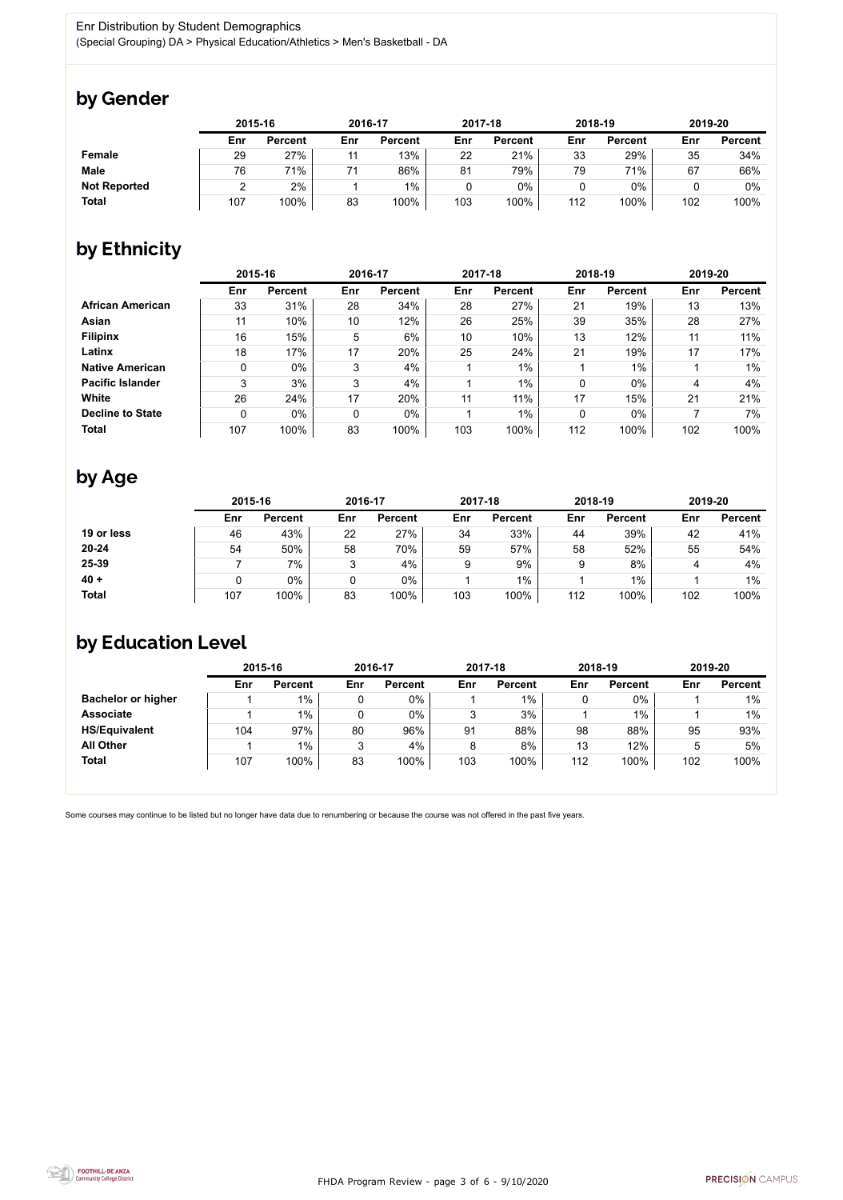Enr Distribution by Student Demographics

(Special Grouping) DA > Physical Education/Athletics > Men's Basketball - DA

## by Gender

| | 2015-16 | | 2016-17 | | 2017-18 | | 2018-19 | | 2019-20 | |
|---|---|---|---|---|---|---|---|---|---|---|
| | Enr | Percent | Enr | Percent | Enr | Percent | Enr | Percent | Enr | Percent |
| **Female** | 29 | 27% | 11 | 13% | 22 | 21% | 33 | 29% | 35 | 34% |
| **Male** | 76 | 71% | 71 | 86% | 81 | 79% | 79 | 71% | 67 | 66% |
| **Not Reported** | 2 | 2% | 1 | 1% | 0 | 0% | 0 | 0% | 0 | 0% |
| **Total** | 107 | 100% | 83 | 100% | 103 | 100% | 112 | 100% | 102 | 100% |

## by Ethnicity

| | 2015-16 | | 2016-17 | | 2017-18 | | 2018-19 | | 2019-20 | |
|---|---|---|---|---|---|---|---|---|---|---|
| | Enr | Percent | Enr | Percent | Enr | Percent | Enr | Percent | Enr | Percent |
| **African American** | 33 | 31% | 28 | 34% | 28 | 27% | 21 | 19% | 13 | 13% |
| **Asian** | 11 | 10% | 10 | 12% | 26 | 25% | 39 | 35% | 28 | 27% |
| **Filipinx** | 16 | 15% | 5 | 6% | 10 | 10% | 13 | 12% | 11 | 11% |
| **Latinx** | 18 | 17% | 17 | 20% | 25 | 24% | 21 | 19% | 17 | 17% |
| **Native American** | 0 | 0% | 3 | 4% | 1 | 1% | 1 | 1% | 1 | 1% |
| **Pacific Islander** | 3 | 3% | 3 | 4% | 1 | 1% | 0 | 0% | 4 | 4% |
| **White** | 26 | 24% | 17 | 20% | 11 | 11% | 17 | 15% | 21 | 21% |
| **Decline to State** | 0 | 0% | 0 | 0% | 1 | 1% | 0 | 0% | 7 | 7% |
| **Total** | 107 | 100% | 83 | 100% | 103 | 100% | 112 | 100% | 102 | 100% |

## by Age

| | 2015-16 | | 2016-17 | | 2017-18 | | 2018-19 | | 2019-20 | |
|---|---|---|---|---|---|---|---|---|---|---|
| | Enr | Percent | Enr | Percent | Enr | Percent | Enr | Percent | Enr | Percent |
| **19 or less** | 46 | 43% | 22 | 27% | 34 | 33% | 44 | 39% | 42 | 41% |
| **20-24** | 54 | 50% | 58 | 70% | 59 | 57% | 58 | 52% | 55 | 54% |
| **25-39** | 7 | 7% | 3 | 4% | 9 | 9% | 9 | 8% | 4 | 4% |
| **40 +** | 0 | 0% | 0 | 0% | 1 | 1% | 1 | 1% | 1 | 1% |
| **Total** | 107 | 100% | 83 | 100% | 103 | 100% | 112 | 100% | 102 | 100% |

## by Education Level

| | 2015-16 | | 2016-17 | | 2017-18 | | 2018-19 | | 2019-20 | |
|---|---|---|---|---|---|---|---|---|---|---|
| | Enr | Percent | Enr | Percent | Enr | Percent | Enr | Percent | Enr | Percent |
| **Bachelor or higher** | 1 | 1% | 0 | 0% | 1 | 1% | 0 | 0% | 1 | 1% |
| **Associate** | 1 | 1% | 0 | 0% | 3 | 3% | 1 | 1% | 1 | 1% |
| **HS/Equivalent** | 104 | 97% | 80 | 96% | 91 | 88% | 98 | 88% | 95 | 93% |
| **All Other** | 1 | 1% | 3 | 4% | 8 | 8% | 13 | 12% | 5 | 5% |
| **Total** | 107 | 100% | 83 | 100% | 103 | 100% | 112 | 100% | 102 | 100% |

Some courses may continue to be listed but no longer have data due to renumbering or because the course was not offered in the past five years.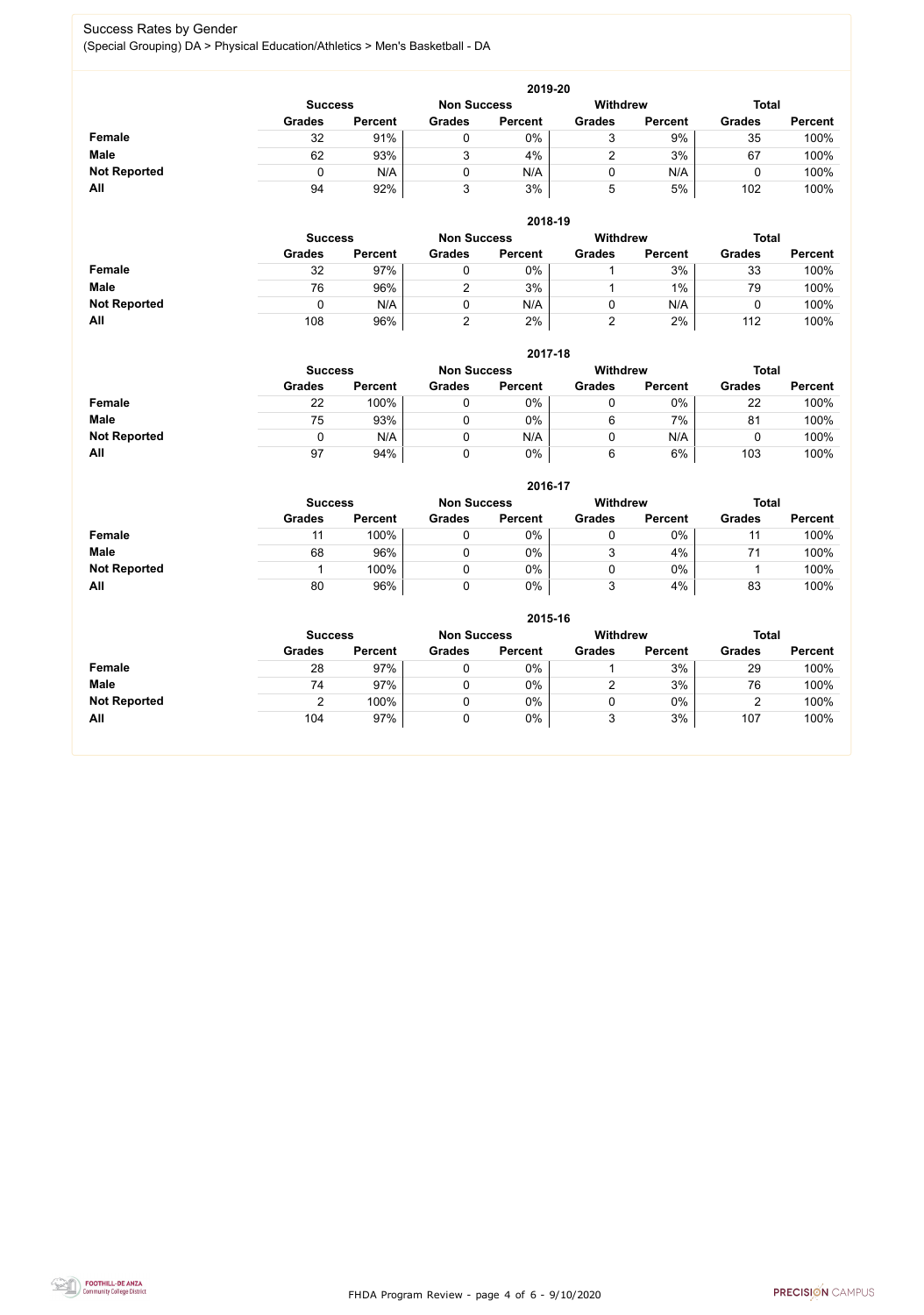# Success Rates by Gender

(Special Grouping) DA > Physical Education/Athletics > Men's Basketball - DA

### 2019-20

| | Success | | Non Success | | Withdrew | | Total | |
|---|---|---|---|---|---|---|---|---|
| | Grades | Percent | Grades | Percent | Grades | Percent | Grades | Percent |
| **Female** | 32 | 91% | 0 | 0% | 3 | 9% | 35 | 100% |
| **Male** | 62 | 93% | 3 | 4% | 2 | 3% | 67 | 100% |
| **Not Reported** | 0 | N/A | 0 | N/A | 0 | N/A | 0 | 100% |
| **All** | 94 | 92% | 3 | 3% | 5 | 5% | 102 | 100% |

### 2018-19

| | Success | | Non Success | | Withdrew | | Total | |
|---|---|---|---|---|---|---|---|---|
| | Grades | Percent | Grades | Percent | Grades | Percent | Grades | Percent |
| **Female** | 32 | 97% | 0 | 0% | 1 | 3% | 33 | 100% |
| **Male** | 76 | 96% | 2 | 3% | 1 | 1% | 79 | 100% |
| **Not Reported** | 0 | N/A | 0 | N/A | 0 | N/A | 0 | 100% |
| **All** | 108 | 96% | 2 | 2% | 2 | 2% | 112 | 100% |

### 2017-18

| | Success | | Non Success | | Withdrew | | Total | |
|---|---|---|---|---|---|---|---|---|
| | Grades | Percent | Grades | Percent | Grades | Percent | Grades | Percent |
| **Female** | 22 | 100% | 0 | 0% | 0 | 0% | 22 | 100% |
| **Male** | 75 | 93% | 0 | 0% | 6 | 7% | 81 | 100% |
| **Not Reported** | 0 | N/A | 0 | N/A | 0 | N/A | 0 | 100% |
| **All** | 97 | 94% | 0 | 0% | 6 | 6% | 103 | 100% |

### 2016-17

| | Success | | Non Success | | Withdrew | | Total | |
|---|---|---|---|---|---|---|---|---|
| | Grades | Percent | Grades | Percent | Grades | Percent | Grades | Percent |
| **Female** | 11 | 100% | 0 | 0% | 0 | 0% | 11 | 100% |
| **Male** | 68 | 96% | 0 | 0% | 3 | 4% | 71 | 100% |
| **Not Reported** | 1 | 100% | 0 | 0% | 0 | 0% | 1 | 100% |
| **All** | 80 | 96% | 0 | 0% | 3 | 4% | 83 | 100% |

### 2015-16

| | Success | | Non Success | | Withdrew | | Total | |
|---|---|---|---|---|---|---|---|---|
| | Grades | Percent | Grades | Percent | Grades | Percent | Grades | Percent |
| **Female** | 28 | 97% | 0 | 0% | 1 | 3% | 29 | 100% |
| **Male** | 74 | 97% | 0 | 0% | 2 | 3% | 76 | 100% |
| **Not Reported** | 2 | 100% | 0 | 0% | 0 | 0% | 2 | 100% |
| **All** | 104 | 97% | 0 | 0% | 3 | 3% | 107 | 100% |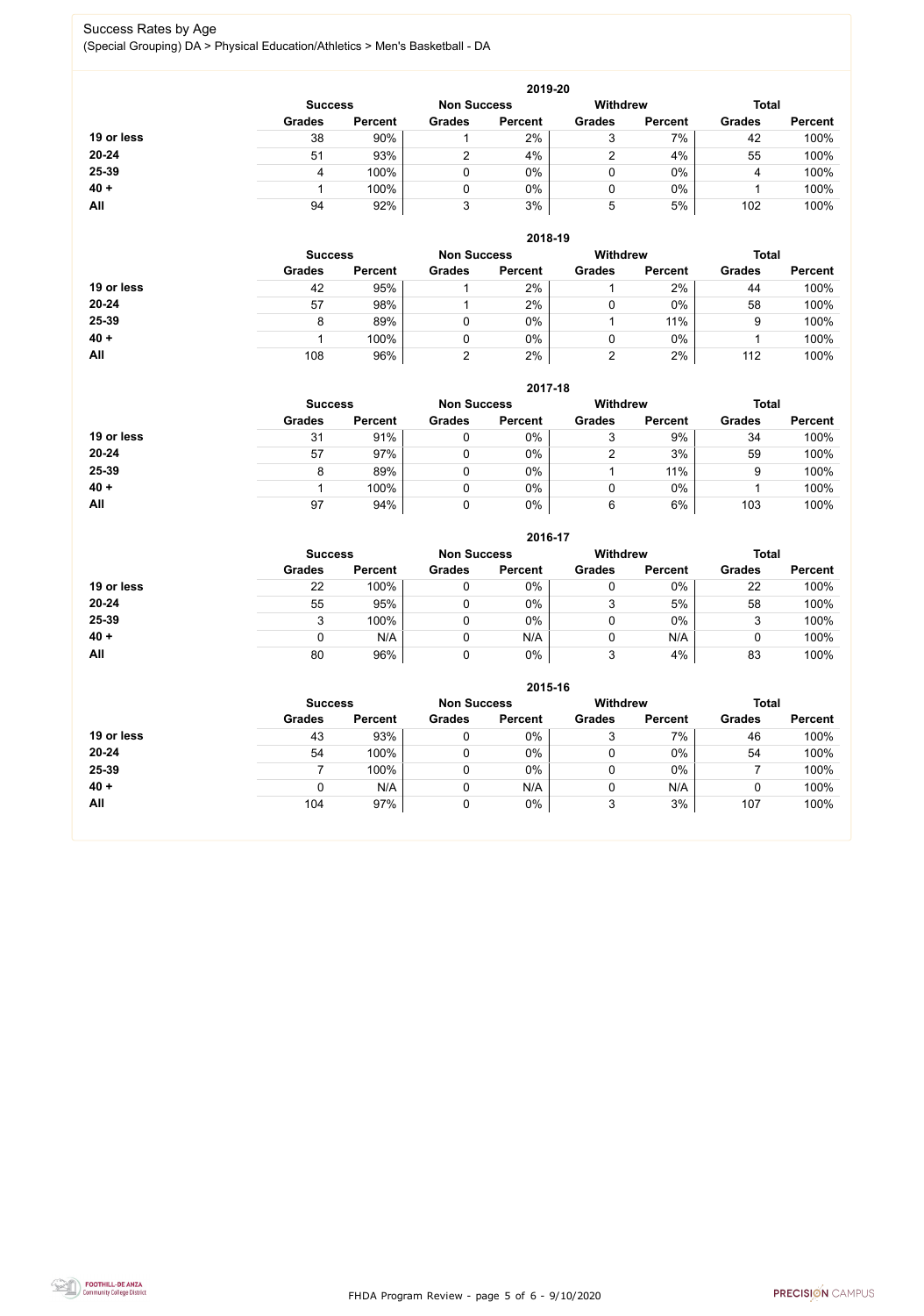# Success Rates by Age

(Special Grouping) DA > Physical Education/Athletics > Men's Basketball - DA

### 2019-20

| | Success | | Non Success | | Withdrew | | Total | |
|---|---|---|---|---|---|---|---|---|
| | Grades | Percent | Grades | Percent | Grades | Percent | Grades | Percent |
| **19 or less** | 38 | 90% | 1 | 2% | 3 | 7% | 42 | 100% |
| **20-24** | 51 | 93% | 2 | 4% | 2 | 4% | 55 | 100% |
| **25-39** | 4 | 100% | 0 | 0% | 0 | 0% | 4 | 100% |
| **40 +** | 1 | 100% | 0 | 0% | 0 | 0% | 1 | 100% |
| **All** | 94 | 92% | 3 | 3% | 5 | 5% | 102 | 100% |

### 2018-19

| | Success | | Non Success | | Withdrew | | Total | |
|---|---|---|---|---|---|---|---|---|
| | Grades | Percent | Grades | Percent | Grades | Percent | Grades | Percent |
| **19 or less** | 42 | 95% | 1 | 2% | 1 | 2% | 44 | 100% |
| **20-24** | 57 | 98% | 1 | 2% | 0 | 0% | 58 | 100% |
| **25-39** | 8 | 89% | 0 | 0% | 1 | 11% | 9 | 100% |
| **40 +** | 1 | 100% | 0 | 0% | 0 | 0% | 1 | 100% |
| **All** | 108 | 96% | 2 | 2% | 2 | 2% | 112 | 100% |

### 2017-18

| | Success | | Non Success | | Withdrew | | Total | |
|---|---|---|---|---|---|---|---|---|
| | Grades | Percent | Grades | Percent | Grades | Percent | Grades | Percent |
| **19 or less** | 31 | 91% | 0 | 0% | 3 | 9% | 34 | 100% |
| **20-24** | 57 | 97% | 0 | 0% | 2 | 3% | 59 | 100% |
| **25-39** | 8 | 89% | 0 | 0% | 1 | 11% | 9 | 100% |
| **40 +** | 1 | 100% | 0 | 0% | 0 | 0% | 1 | 100% |
| **All** | 97 | 94% | 0 | 0% | 6 | 6% | 103 | 100% |

### 2016-17

| | Success | | Non Success | | Withdrew | | Total | |
|---|---|---|---|---|---|---|---|---|
| | Grades | Percent | Grades | Percent | Grades | Percent | Grades | Percent |
| **19 or less** | 22 | 100% | 0 | 0% | 0 | 0% | 22 | 100% |
| **20-24** | 55 | 95% | 0 | 0% | 3 | 5% | 58 | 100% |
| **25-39** | 3 | 100% | 0 | 0% | 0 | 0% | 3 | 100% |
| **40 +** | 0 | N/A | 0 | N/A | 0 | N/A | 0 | 100% |
| **All** | 80 | 96% | 0 | 0% | 3 | 4% | 83 | 100% |

### 2015-16

| | Success | | Non Success | | Withdrew | | Total | |
|---|---|---|---|---|---|---|---|---|
| | Grades | Percent | Grades | Percent | Grades | Percent | Grades | Percent |
| **19 or less** | 43 | 93% | 0 | 0% | 3 | 7% | 46 | 100% |
| **20-24** | 54 | 100% | 0 | 0% | 0 | 0% | 54 | 100% |
| **25-39** | 7 | 100% | 0 | 0% | 0 | 0% | 7 | 100% |
| **40 +** | 0 | N/A | 0 | N/A | 0 | N/A | 0 | 100% |
| **All** | 104 | 97% | 0 | 0% | 3 | 3% | 107 | 100% |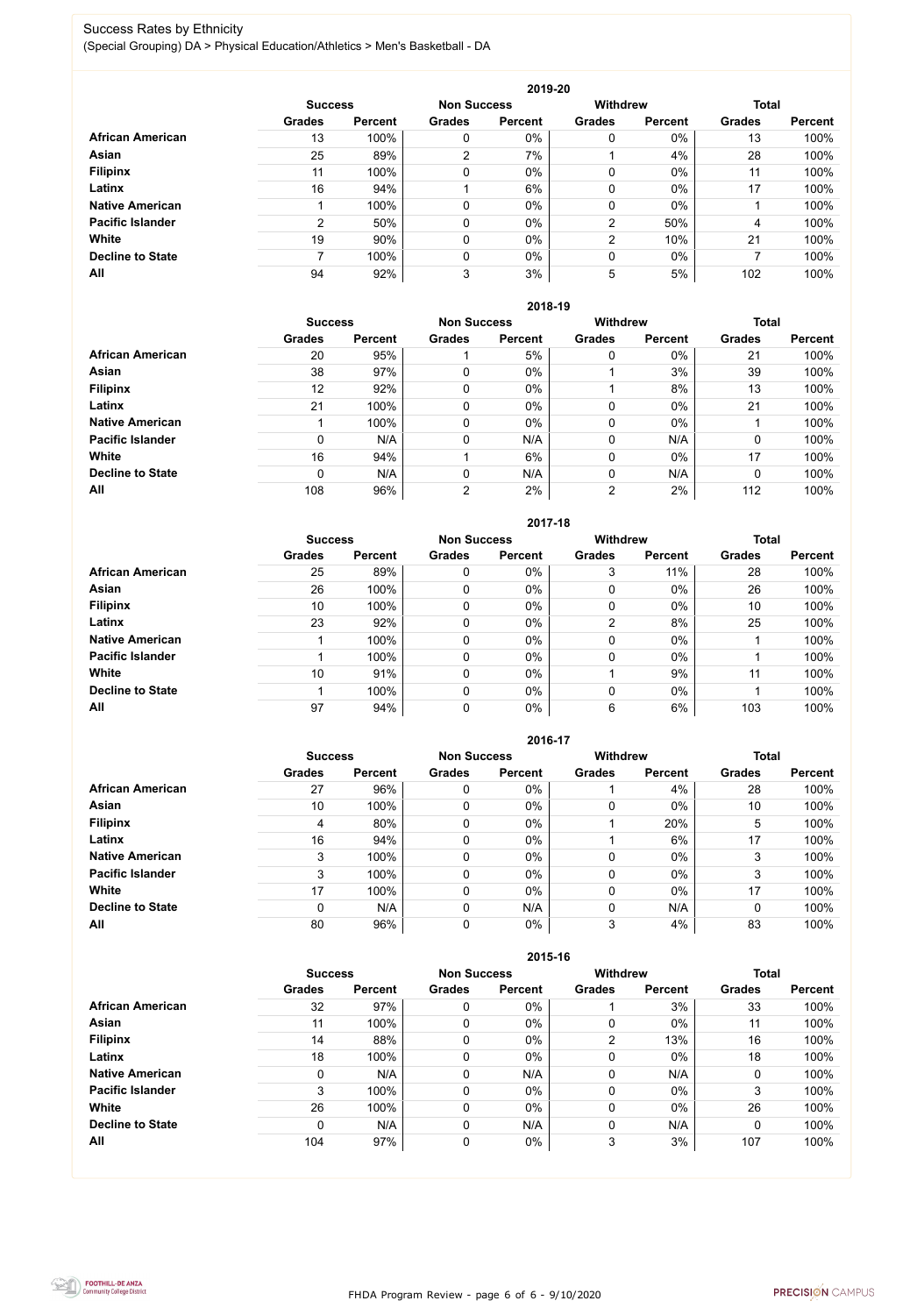# Success Rates by Ethnicity

(Special Grouping) DA > Physical Education/Athletics > Men's Basketball - DA

## 2019-20

| | Success | | Non Success | | Withdrew | | Total | |
|---|---|---|---|---|---|---|---|---|
| | Grades | Percent | Grades | Percent | Grades | Percent | Grades | Percent |
| **African American** | 13 | 100% | 0 | 0% | 0 | 0% | 13 | 100% |
| **Asian** | 25 | 89% | 2 | 7% | 1 | 4% | 28 | 100% |
| **Filipinx** | 11 | 100% | 0 | 0% | 0 | 0% | 11 | 100% |
| **Latinx** | 16 | 94% | 1 | 6% | 0 | 0% | 17 | 100% |
| **Native American** | 1 | 100% | 0 | 0% | 0 | 0% | 1 | 100% |
| **Pacific Islander** | 2 | 50% | 0 | 0% | 2 | 50% | 4 | 100% |
| **White** | 19 | 90% | 0 | 0% | 2 | 10% | 21 | 100% |
| **Decline to State** | 7 | 100% | 0 | 0% | 0 | 0% | 7 | 100% |
| **All** | 94 | 92% | 3 | 3% | 5 | 5% | 102 | 100% |

## 2018-19

| | Success | | Non Success | | Withdrew | | Total | |
|---|---|---|---|---|---|---|---|---|
| | Grades | Percent | Grades | Percent | Grades | Percent | Grades | Percent |
| **African American** | 20 | 95% | 1 | 5% | 0 | 0% | 21 | 100% |
| **Asian** | 38 | 97% | 0 | 0% | 1 | 3% | 39 | 100% |
| **Filipinx** | 12 | 92% | 0 | 0% | 1 | 8% | 13 | 100% |
| **Latinx** | 21 | 100% | 0 | 0% | 0 | 0% | 21 | 100% |
| **Native American** | 1 | 100% | 0 | 0% | 0 | 0% | 1 | 100% |
| **Pacific Islander** | 0 | N/A | 0 | N/A | 0 | N/A | 0 | 100% |
| **White** | 16 | 94% | 1 | 6% | 0 | 0% | 17 | 100% |
| **Decline to State** | 0 | N/A | 0 | N/A | 0 | N/A | 0 | 100% |
| **All** | 108 | 96% | 2 | 2% | 2 | 2% | 112 | 100% |

## 2017-18

| | Success | | Non Success | | Withdrew | | Total | |
|---|---|---|---|---|---|---|---|---|
| | Grades | Percent | Grades | Percent | Grades | Percent | Grades | Percent |
| **African American** | 25 | 89% | 0 | 0% | 3 | 11% | 28 | 100% |
| **Asian** | 26 | 100% | 0 | 0% | 0 | 0% | 26 | 100% |
| **Filipinx** | 10 | 100% | 0 | 0% | 0 | 0% | 10 | 100% |
| **Latinx** | 23 | 92% | 0 | 0% | 2 | 8% | 25 | 100% |
| **Native American** | 1 | 100% | 0 | 0% | 0 | 0% | 1 | 100% |
| **Pacific Islander** | 1 | 100% | 0 | 0% | 0 | 0% | 1 | 100% |
| **White** | 10 | 91% | 0 | 0% | 1 | 9% | 11 | 100% |
| **Decline to State** | 1 | 100% | 0 | 0% | 0 | 0% | 1 | 100% |
| **All** | 97 | 94% | 0 | 0% | 6 | 6% | 103 | 100% |

## 2016-17

| | Success | | Non Success | | Withdrew | | Total | |
|---|---|---|---|---|---|---|---|---|
| | Grades | Percent | Grades | Percent | Grades | Percent | Grades | Percent |
| **African American** | 27 | 96% | 0 | 0% | 1 | 4% | 28 | 100% |
| **Asian** | 10 | 100% | 0 | 0% | 0 | 0% | 10 | 100% |
| **Filipinx** | 4 | 80% | 0 | 0% | 1 | 20% | 5 | 100% |
| **Latinx** | 16 | 94% | 0 | 0% | 1 | 6% | 17 | 100% |
| **Native American** | 3 | 100% | 0 | 0% | 0 | 0% | 3 | 100% |
| **Pacific Islander** | 3 | 100% | 0 | 0% | 0 | 0% | 3 | 100% |
| **White** | 17 | 100% | 0 | 0% | 0 | 0% | 17 | 100% |
| **Decline to State** | 0 | N/A | 0 | N/A | 0 | N/A | 0 | 100% |
| **All** | 80 | 96% | 0 | 0% | 3 | 4% | 83 | 100% |

## 2015-16

| | Success | | Non Success | | Withdrew | | Total | |
|---|---|---|---|---|---|---|---|---|
| | Grades | Percent | Grades | Percent | Grades | Percent | Grades | Percent |
| **African American** | 32 | 97% | 0 | 0% | 1 | 3% | 33 | 100% |
| **Asian** | 11 | 100% | 0 | 0% | 0 | 0% | 11 | 100% |
| **Filipinx** | 14 | 88% | 0 | 0% | 2 | 13% | 16 | 100% |
| **Latinx** | 18 | 100% | 0 | 0% | 0 | 0% | 18 | 100% |
| **Native American** | 0 | N/A | 0 | N/A | 0 | N/A | 0 | 100% |
| **Pacific Islander** | 3 | 100% | 0 | 0% | 0 | 0% | 3 | 100% |
| **White** | 26 | 100% | 0 | 0% | 0 | 0% | 26 | 100% |
| **Decline to State** | 0 | N/A | 0 | N/A | 0 | N/A | 0 | 100% |
| **All** | 104 | 97% | 0 | 0% | 3 | 3% | 107 | 100% |